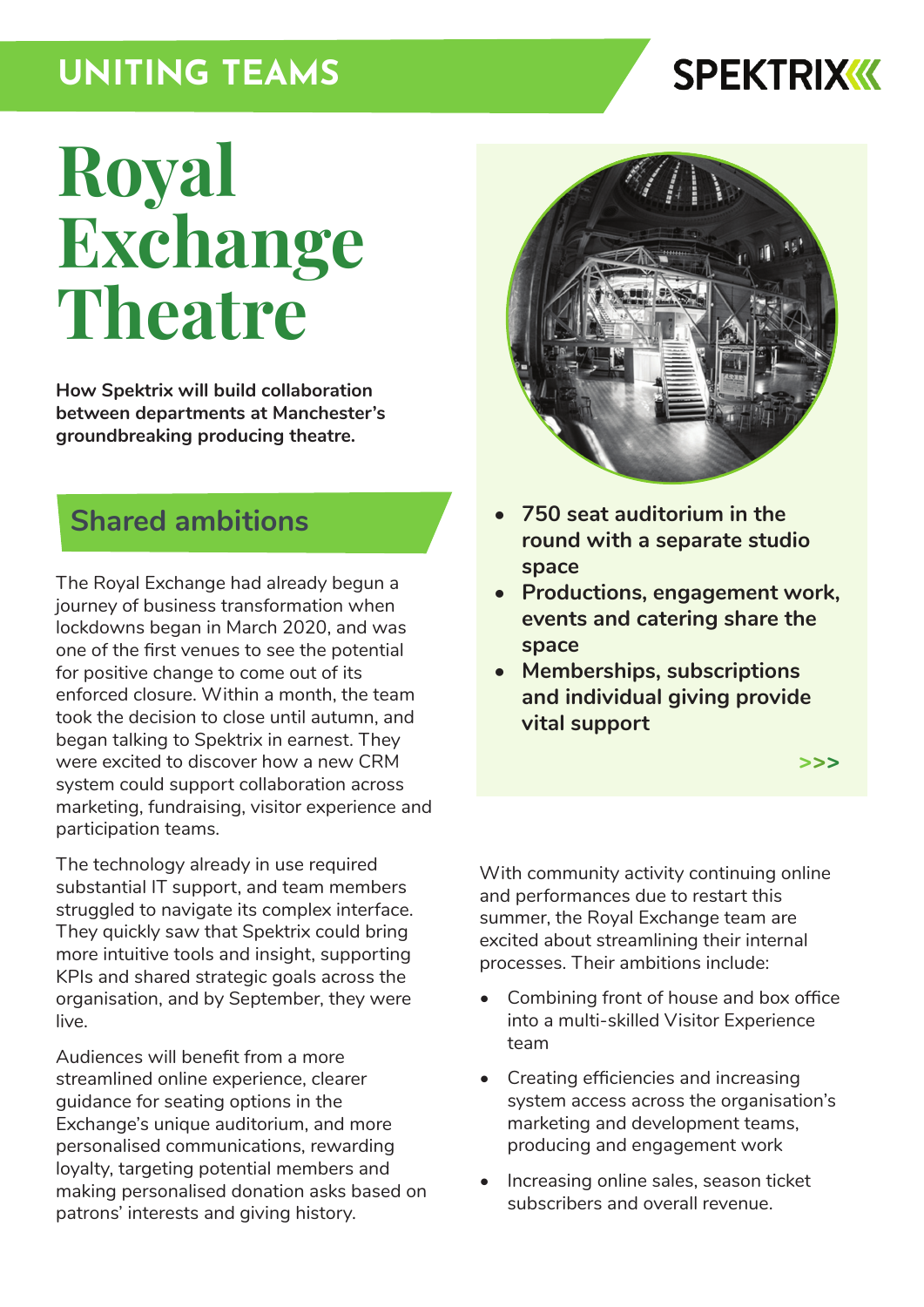UNITING TEAMS

SPEKTRIX

# Royal Exchange Theatre

**How Spektrix will build collaboration between departments at Manchester's groundbreaking producing theatre.**

- **750 seat auditorium in the round with a separate studio space**
- **Productions, engagement work, events and catering share the space**
- **Memberships, subscriptions and individual giving provide vital support**

>>>

## Shared ambitions

The Royal Exchange had already begun a journey of business transformation when lockdowns began in March 2020, and was one of the first venues to see the potential for positive change to come out of its enforced closure. Within a month, the team took the decision to close until autumn, and began talking to Spektrix in earnest. They were excited to discover how a new CRM system could support collaboration across marketing, fundraising, visitor experience and participation teams.

The technology already in use required substantial IT support, and team members struggled to navigate its complex interface. They quickly saw that Spektrix could bring more intuitive tools and insight, supporting KPIs and shared strategic goals across the organisation, and by September, they were live.

Audiences will benefit from a more streamlined online experience, clearer guidance for seating options in the Exchange's unique auditorium, and more personalised communications, rewarding loyalty, targeting potential members and making personalised donation asks based on patrons' interests and giving history.

With community activity continuing online and performances due to restart this summer, the Royal Exchange team are excited about streamlining their internal processes. Their ambitions include:

- Combining front of house and box office into a multi-skilled Visitor Experience team
- Creating efficiencies and increasing system access across the organisation's marketing and development teams, producing and engagement work
- Increasing online sales, season ticket subscribers and overall revenue.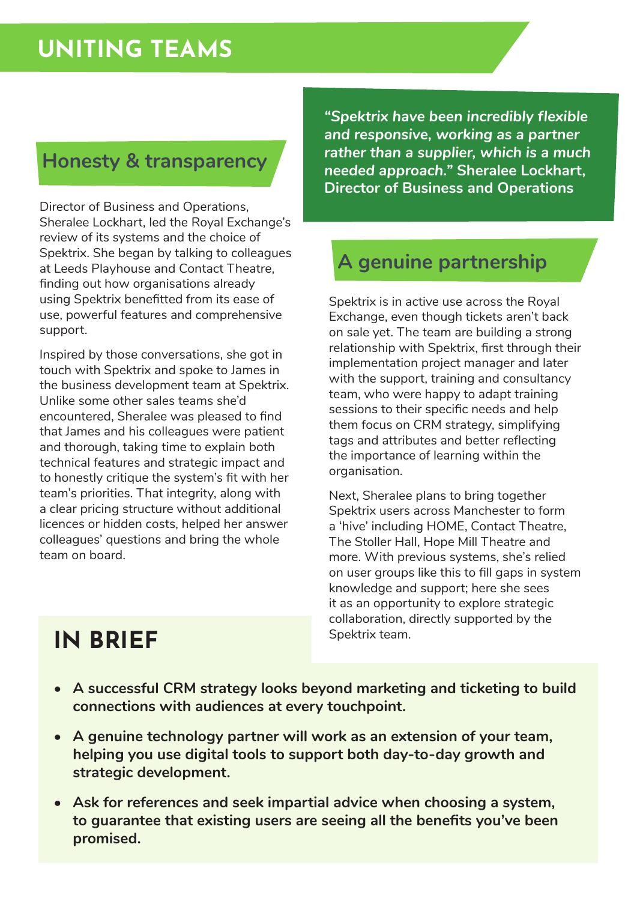# UNITING TEAMS

## Honesty & transparency

Director of Business and Operations, Sheralee Lockhart, led the Royal Exchange's review of its systems and the choice of Spektrix. She began by talking to colleagues at Leeds Playhouse and Contact Theatre, finding out how organisations already using Spektrix benefitted from its ease of use, powerful features and comprehensive support.

Inspired by those conversations, she got in touch with Spektrix and spoke to James in the business development team at Spektrix. Unlike some other sales teams she'd encountered, Sheralee was pleased to find that James and his colleagues were patient and thorough, taking time to explain both technical features and strategic impact and to honestly critique the system's fit with her team's priorities. That integrity, along with a clear pricing structure without additional licences or hidden costs, helped her answer colleagues' questions and bring the whole team on board.

***"Spektrix have been incredibly flexible and responsive, working as a partner rather than a supplier, which is a much needed approach."* Sheralee Lockhart, Director of Business and Operations**

## A genuine partnership

Spektrix is in active use across the Royal Exchange, even though tickets aren't back on sale yet. The team are building a strong relationship with Spektrix, first through their implementation project manager and later with the support, training and consultancy team, who were happy to adapt training sessions to their specific needs and help them focus on CRM strategy, simplifying tags and attributes and better reflecting the importance of learning within the organisation.

Next, Sheralee plans to bring together Spektrix users across Manchester to form a 'hive' including HOME, Contact Theatre, The Stoller Hall, Hope Mill Theatre and more. With previous systems, she's relied on user groups like this to fill gaps in system knowledge and support; here she sees it as an opportunity to explore strategic collaboration, directly supported by the Spektrix team.

## IN BRIEF

- **A successful CRM strategy looks beyond marketing and ticketing to build connections with audiences at every touchpoint.**
- **A genuine technology partner will work as an extension of your team, helping you use digital tools to support both day-to-day growth and strategic development.**
- **Ask for references and seek impartial advice when choosing a system, to guarantee that existing users are seeing all the benefits you've been promised.**